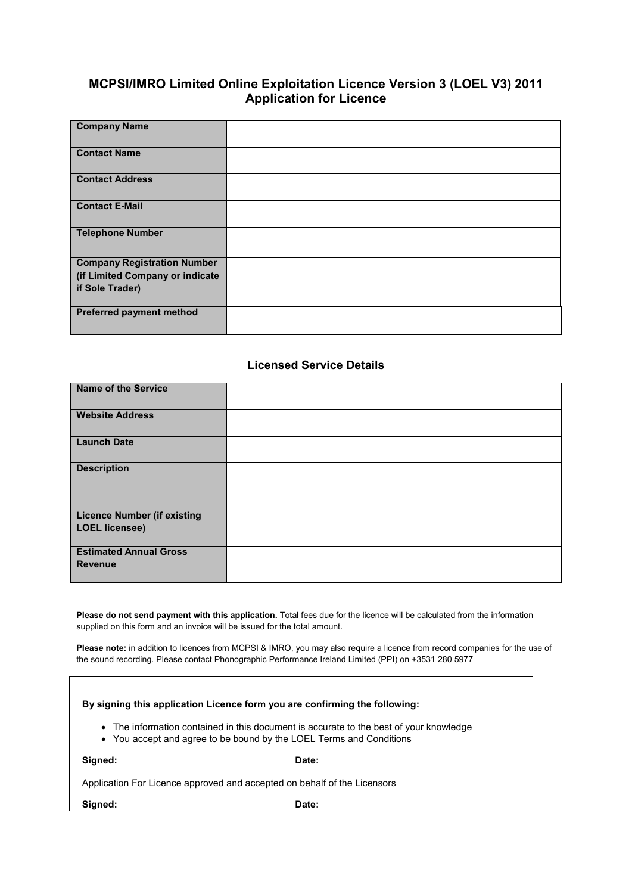# MCPSI/IMRO Limited Online Exploitation Licence Version 3 (LOEL V3) 2011
## Application for Licence

| | |
|---|---|
| **Company Name** | |
| **Contact Name** | |
| **Contact Address** | |
| **Contact E-Mail** | |
| **Telephone Number** | |
| **Company Registration Number (if Limited Company or indicate if Sole Trader)** | |
| **Preferred payment method** | |

### Licensed Service Details

| | |
|---|---|
| **Name of the Service** | |
| **Website Address** | |
| **Launch Date** | |
| **Description** | |
| **Licence Number (if existing LOEL licensee)** | |
| **Estimated Annual Gross Revenue** | |

**Please do not send payment with this application.** Total fees due for the licence will be calculated from the information supplied on this form and an invoice will be issued for the total amount.

**Please note:** in addition to licences from MCPSI & IMRO, you may also require a licence from record companies for the use of the sound recording. Please contact Phonographic Performance Ireland Limited (PPI) on +3531 280 5977

**By signing this application Licence form you are confirming the following:**

- The information contained in this document is accurate to the best of your knowledge
- You accept and agree to be bound by the LOEL Terms and Conditions

**Signed:** **Date:**

Application For Licence approved and accepted on behalf of the Licensors

**Signed:** **Date:**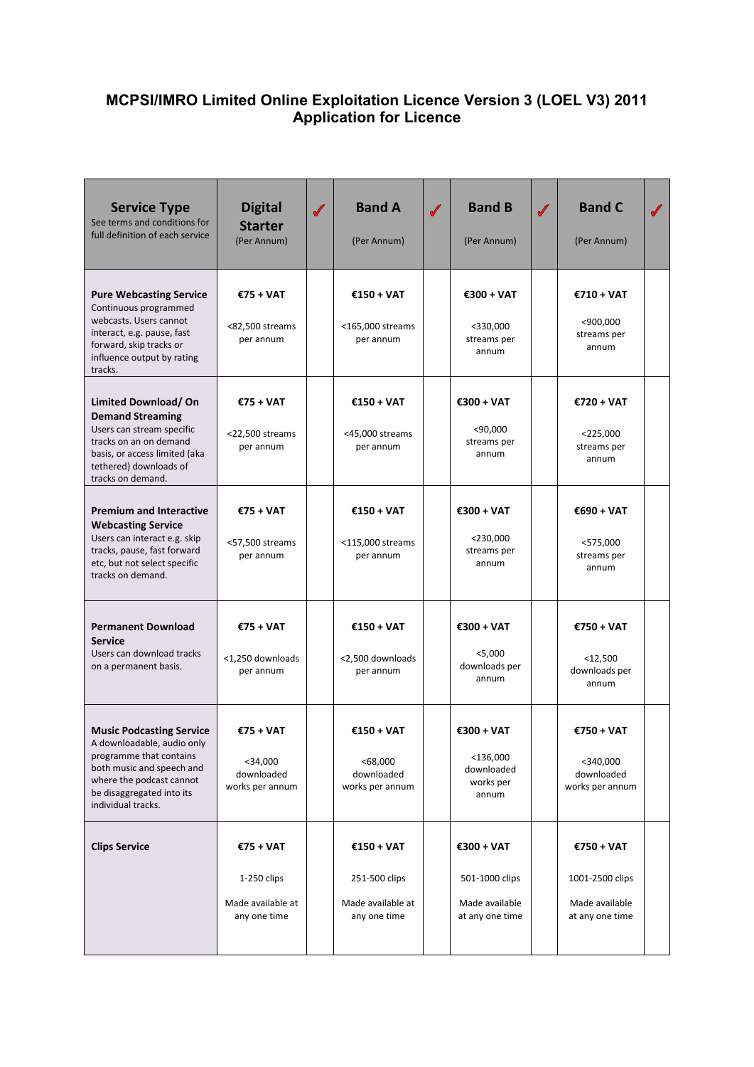# MCPSI/IMRO Limited Online Exploitation Licence Version 3 (LOEL V3) 2011 Application for Licence

| **Service Type**<br>See terms and conditions for full definition of each service | **Digital Starter**<br>(Per Annum) | ✓ | **Band A**<br>(Per Annum) | ✓ | **Band B**<br>(Per Annum) | ✓ | **Band C**<br>(Per Annum) | ✓ |
|---|---|---|---|---|---|---|---|---|
| **Pure Webcasting Service**<br>Continuous programmed webcasts. Users cannot interact, e.g. pause, fast forward, skip tracks or influence output by rating tracks. | **€75 + VAT**<br><82,500 streams per annum | | **€150 + VAT**<br><165,000 streams per annum | | **€300 + VAT**<br><330,000 streams per annum | | **€710 + VAT**<br><900,000 streams per annum | |
| **Limited Download/ On Demand Streaming**<br>Users can stream specific tracks on an on demand basis, or access limited (aka tethered) downloads of tracks on demand. | **€75 + VAT**<br><22,500 streams per annum | | **€150 + VAT**<br><45,000 streams per annum | | **€300 + VAT**<br><90,000 streams per annum | | **€720 + VAT**<br><225,000 streams per annum | |
| **Premium and Interactive Webcasting Service**<br>Users can interact e.g. skip tracks, pause, fast forward etc, but not select specific tracks on demand. | **€75 + VAT**<br><57,500 streams per annum | | **€150 + VAT**<br><115,000 streams per annum | | **€300 + VAT**<br><230,000 streams per annum | | **€690 + VAT**<br><575,000 streams per annum | |
| **Permanent Download Service**<br>Users can download tracks on a permanent basis. | **€75 + VAT**<br><1,250 downloads per annum | | **€150 + VAT**<br><2,500 downloads per annum | | **€300 + VAT**<br><5,000 downloads per annum | | **€750 + VAT**<br><12,500 downloads per annum | |
| **Music Podcasting Service**<br>A downloadable, audio only programme that contains both music and speech and where the podcast cannot be disaggregated into its individual tracks. | **€75 + VAT**<br><34,000 downloaded works per annum | | **€150 + VAT**<br><68,000 downloaded works per annum | | **€300 + VAT**<br><136,000 downloaded works per annum | | **€750 + VAT**<br><340,000 downloaded works per annum | |
| **Clips Service** | **€75 + VAT**<br>1-250 clips<br>Made available at any one time | | **€150 + VAT**<br>251-500 clips<br>Made available at any one time | | **€300 + VAT**<br>501-1000 clips<br>Made available at any one time | | **€750 + VAT**<br>1001-2500 clips<br>Made available at any one time | |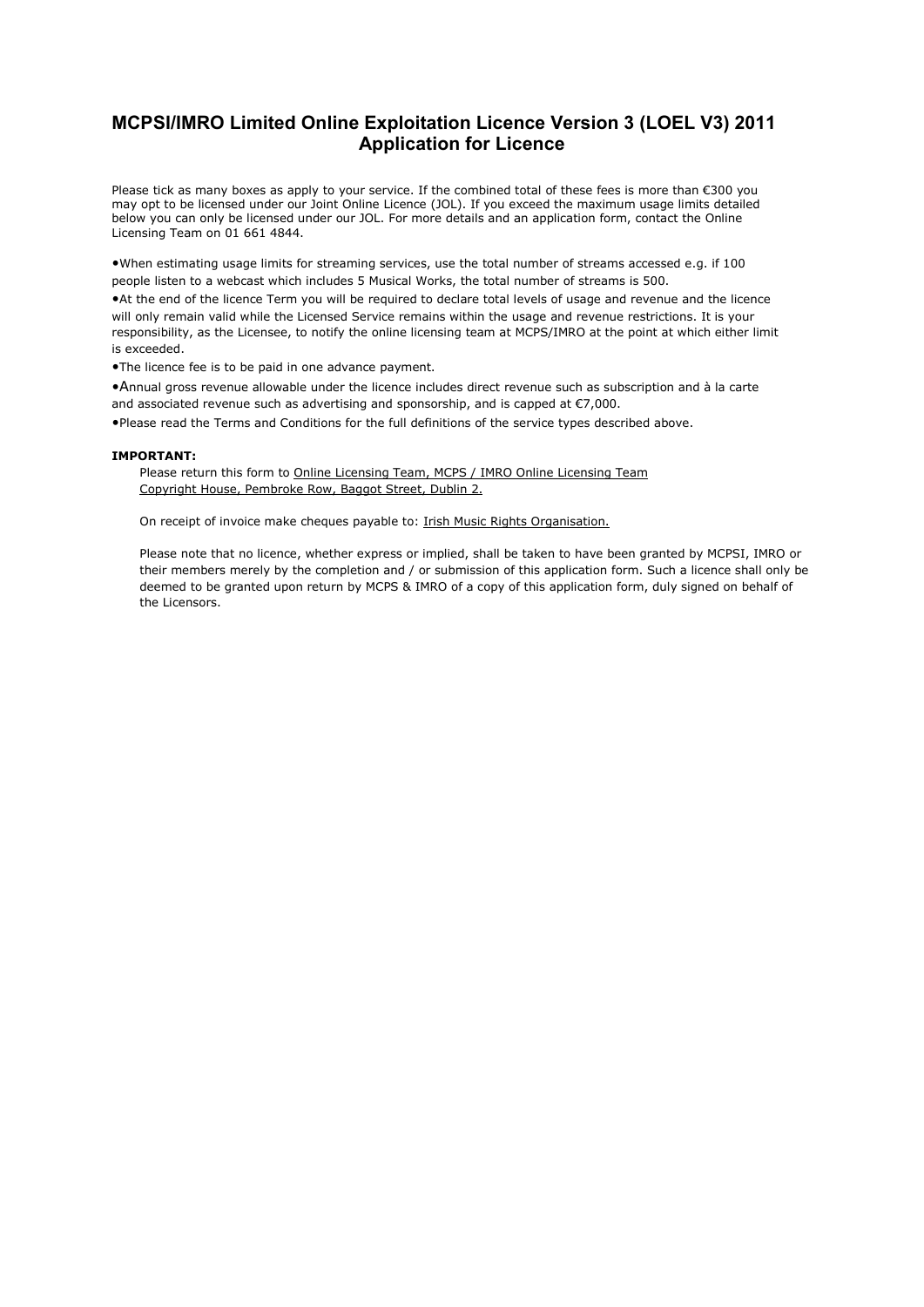# MCPSI/IMRO Limited Online Exploitation Licence Version 3 (LOEL V3) 2011 Application for Licence

Please tick as many boxes as apply to your service. If the combined total of these fees is more than €300 you may opt to be licensed under our Joint Online Licence (JOL). If you exceed the maximum usage limits detailed below you can only be licensed under our JOL. For more details and an application form, contact the Online Licensing Team on 01 661 4844.

- When estimating usage limits for streaming services, use the total number of streams accessed e.g. if 100 people listen to a webcast which includes 5 Musical Works, the total number of streams is 500.
- At the end of the licence Term you will be required to declare total levels of usage and revenue and the licence will only remain valid while the Licensed Service remains within the usage and revenue restrictions. It is your responsibility, as the Licensee, to notify the online licensing team at MCPS/IMRO at the point at which either limit is exceeded.
- The licence fee is to be paid in one advance payment.
- Annual gross revenue allowable under the licence includes direct revenue such as subscription and à la carte and associated revenue such as advertising and sponsorship, and is capped at €7,000.
- Please read the Terms and Conditions for the full definitions of the service types described above.

**IMPORTANT:**

Please return this form to Online Licensing Team, MCPS / IMRO Online Licensing Team Copyright House, Pembroke Row, Baggot Street, Dublin 2.

On receipt of invoice make cheques payable to: Irish Music Rights Organisation.

Please note that no licence, whether express or implied, shall be taken to have been granted by MCPSI, IMRO or their members merely by the completion and / or submission of this application form. Such a licence shall only be deemed to be granted upon return by MCPS & IMRO of a copy of this application form, duly signed on behalf of the Licensors.